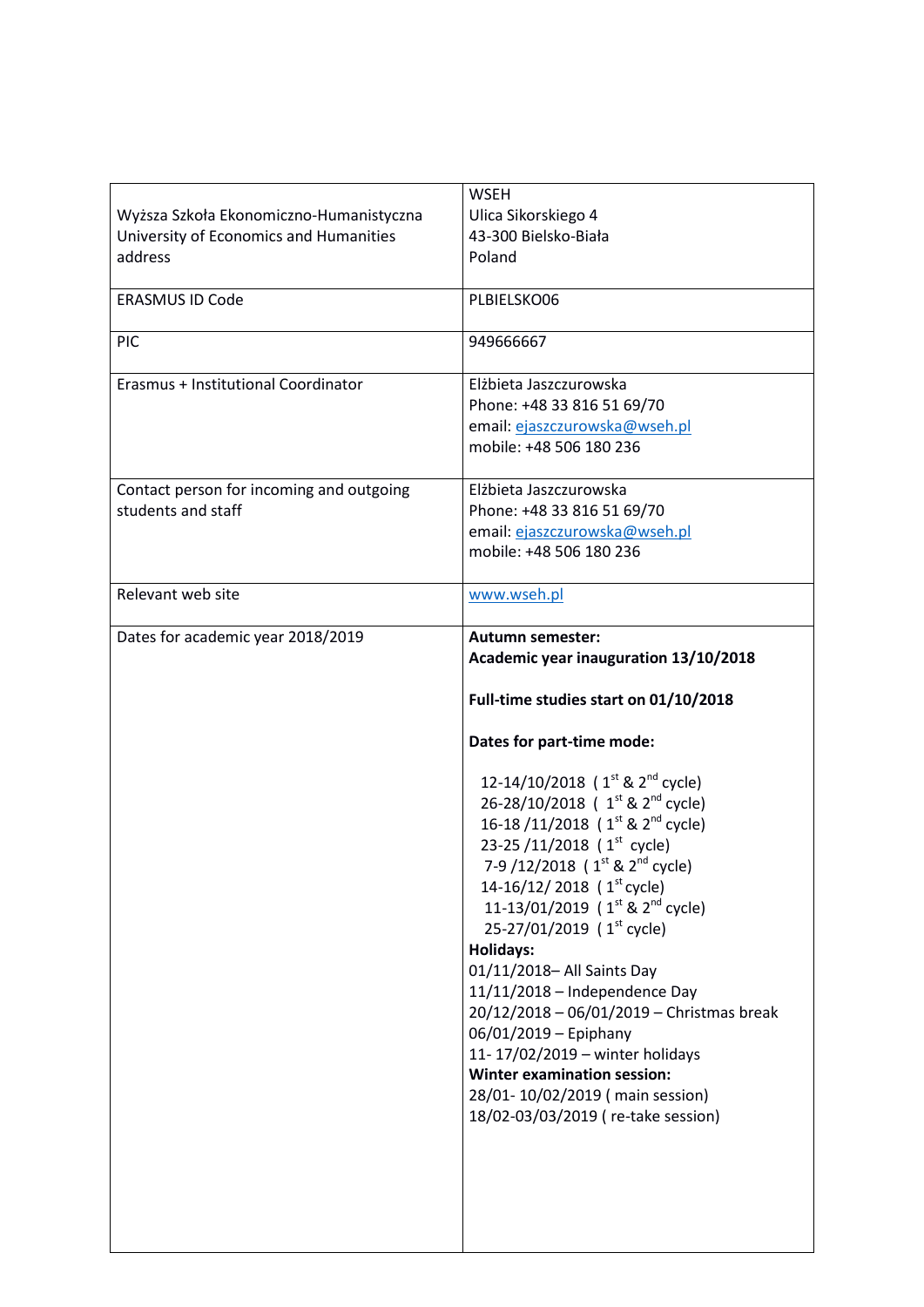| Wyższa Szkoła Ekonomiczno-Humanistyczna<br>University of Economics and Humanities<br>address | WSEH<br>Ulica Sikorskiego 4<br>43-300 Bielsko-Biała<br>Poland |
|---|---|
| ERASMUS ID Code | PLBIELSKO06 |
| PIC | 949666667 |
| Erasmus + Institutional Coordinator | Elżbieta Jaszczurowska<br>Phone: +48 33 816 51 69/70<br>email: ejaszczurowska@wseh.pl<br>mobile: +48 506 180 236 |
| Contact person for incoming and outgoing students and staff | Elżbieta Jaszczurowska<br>Phone: +48 33 816 51 69/70<br>email: ejaszczurowska@wseh.pl<br>mobile: +48 506 180 236 |
| Relevant web site | www.wseh.pl |
| Dates for academic year 2018/2019 | **Autumn semester:**<br>**Academic year inauguration 13/10/2018**<br><br>**Full-time studies start on 01/10/2018**<br><br>**Dates for part-time mode:**<br><br>12-14/10/2018 ( 1st & 2nd cycle)<br>26-28/10/2018 ( 1st & 2nd cycle)<br>16-18 /11/2018 ( 1st & 2nd cycle)<br>23-25 /11/2018 ( 1st cycle)<br>7-9 /12/2018 ( 1st & 2nd cycle)<br>14-16/12/ 2018 ( 1st cycle)<br>11-13/01/2019 ( 1st & 2nd cycle)<br>25-27/01/2019 ( 1st cycle)<br>**Holidays:**<br>01/11/2018– All Saints Day<br>11/11/2018 – Independence Day<br>20/12/2018 – 06/01/2019 – Christmas break<br>06/01/2019 – Epiphany<br>11- 17/02/2019 – winter holidays<br>**Winter examination session:**<br>28/01- 10/02/2019 ( main session)<br>18/02-03/03/2019 ( re-take session) |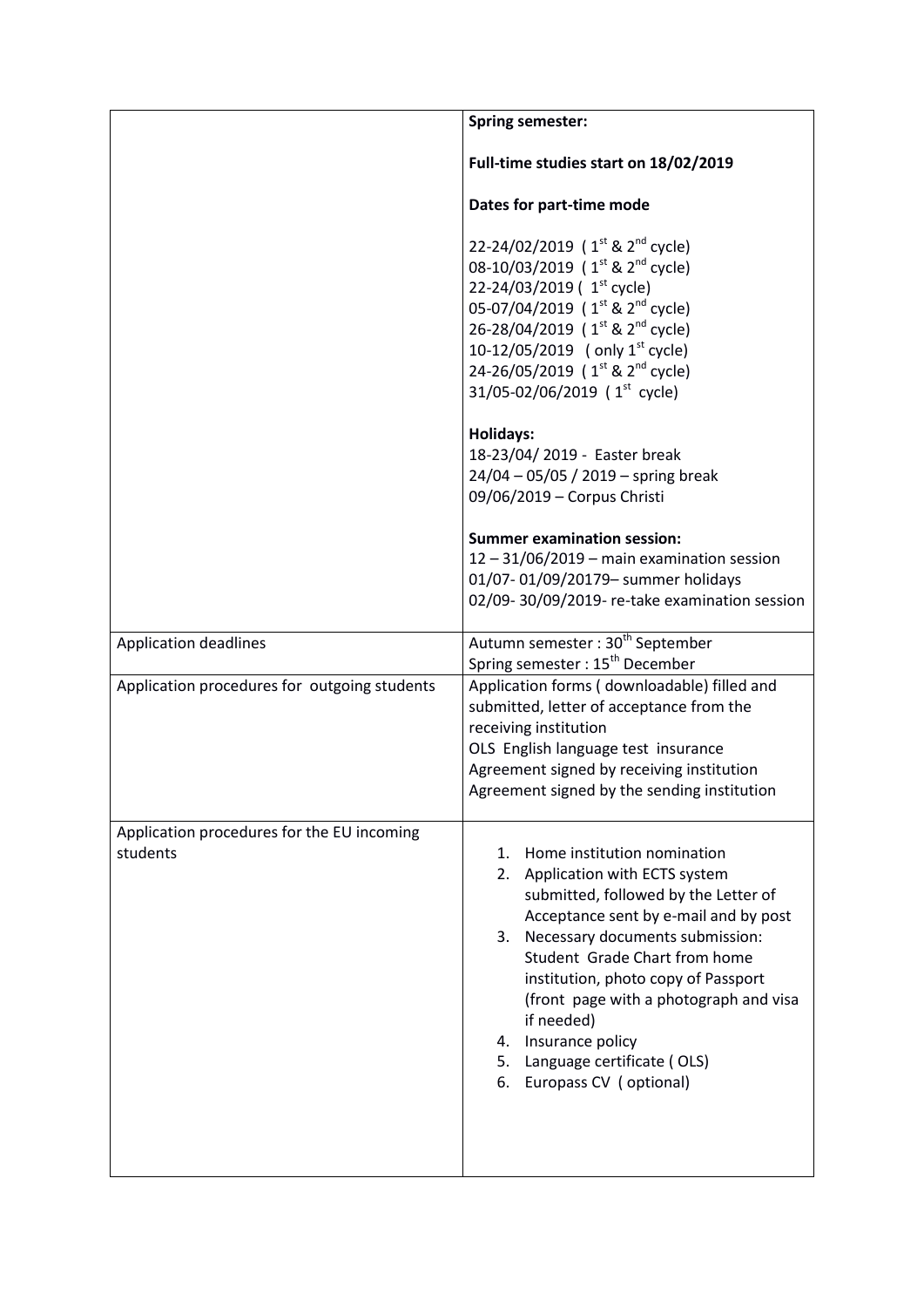| | |
|---|---|
| | **Spring semester:**<br><br>**Full-time studies start on 18/02/2019**<br><br>**Dates for part-time mode**<br><br>22-24/02/2019 ( 1st & 2nd cycle)<br>08-10/03/2019 ( 1st & 2nd cycle)<br>22-24/03/2019 ( 1st cycle)<br>05-07/04/2019 ( 1st & 2nd cycle)<br>26-28/04/2019 ( 1st & 2nd cycle)<br>10-12/05/2019 ( only 1st cycle)<br>24-26/05/2019 ( 1st & 2nd cycle)<br>31/05-02/06/2019 ( 1st cycle)<br><br>**Holidays:**<br>18-23/04/ 2019 - Easter break<br>24/04 – 05/05 / 2019 – spring break<br>09/06/2019 – Corpus Christi<br><br>**Summer examination session:**<br>12 – 31/06/2019 – main examination session<br>01/07- 01/09/20179– summer holidays<br>02/09- 30/09/2019- re-take examination session |
| Application deadlines | Autumn semester : 30th September<br>Spring semester : 15th December |
| Application procedures for outgoing students | Application forms ( downloadable) filled and submitted, letter of acceptance from the receiving institution<br>OLS English language test insurance<br>Agreement signed by receiving institution<br>Agreement signed by the sending institution |
| Application procedures for the EU incoming students | 1. Home institution nomination<br>2. Application with ECTS system submitted, followed by the Letter of Acceptance sent by e-mail and by post<br>3. Necessary documents submission: Student Grade Chart from home institution, photo copy of Passport (front page with a photograph and visa if needed)<br>4. Insurance policy<br>5. Language certificate ( OLS)<br>6. Europass CV ( optional) |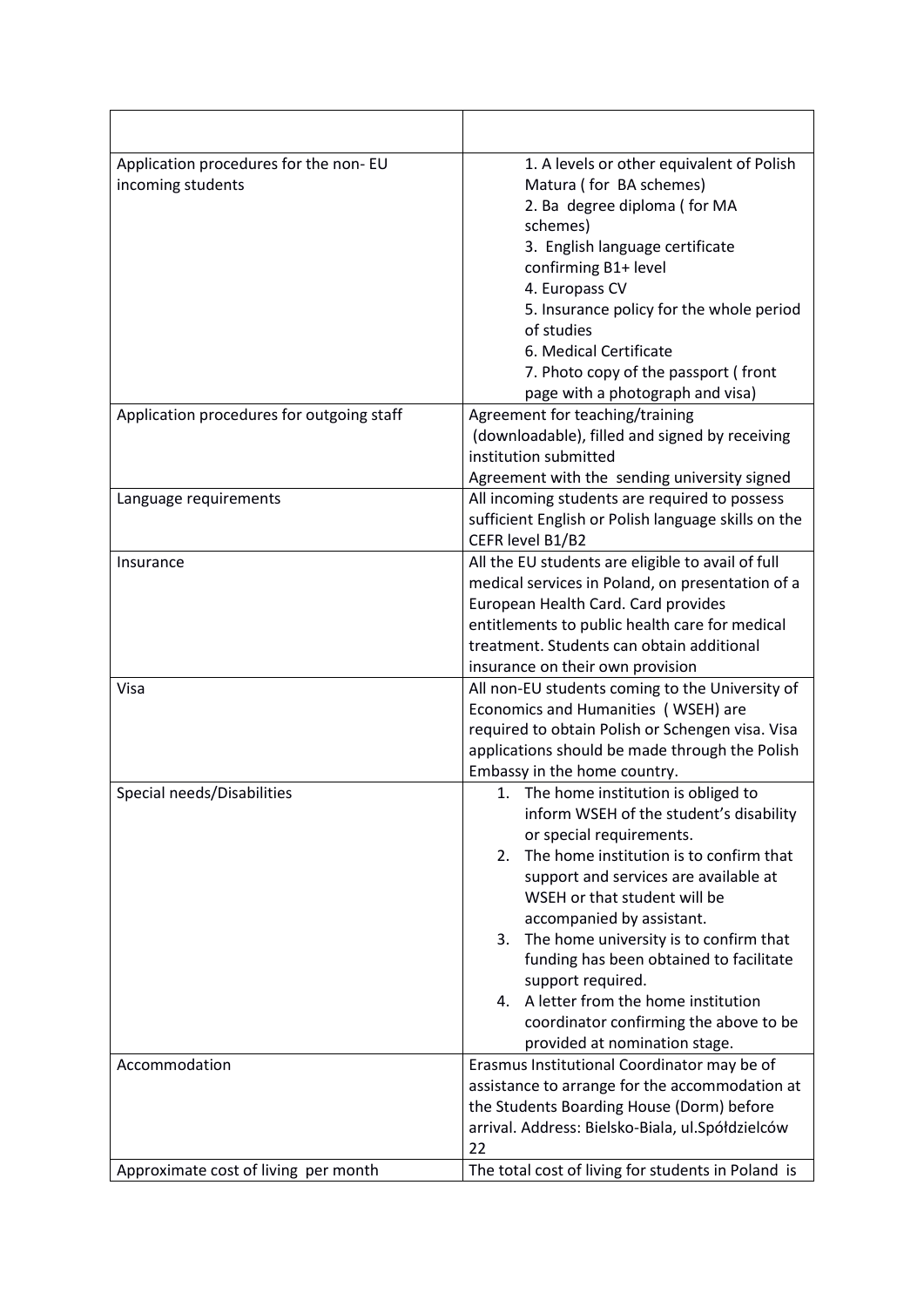| | |
|---|---|
| Application procedures for the non- EU incoming students | 1. A levels or other equivalent of Polish Matura ( for BA schemes)<br>2. Ba degree diploma ( for MA schemes)<br>3. English language certificate confirming B1+ level<br>4. Europass CV<br>5. Insurance policy for the whole period of studies<br>6. Medical Certificate<br>7. Photo copy of the passport ( front page with a photograph and visa) |
| Application procedures for outgoing staff | Agreement for teaching/training (downloadable), filled and signed by receiving institution submitted<br>Agreement with the sending university signed |
| Language requirements | All incoming students are required to possess sufficient English or Polish language skills on the CEFR level B1/B2 |
| Insurance | All the EU students are eligible to avail of full medical services in Poland, on presentation of a European Health Card. Card provides entitlements to public health care for medical treatment. Students can obtain additional insurance on their own provision |
| Visa | All non-EU students coming to the University of Economics and Humanities ( WSEH) are required to obtain Polish or Schengen visa. Visa applications should be made through the Polish Embassy in the home country. |
| Special needs/Disabilities | 1. The home institution is obliged to inform WSEH of the student's disability or special requirements.<br>2. The home institution is to confirm that support and services are available at WSEH or that student will be accompanied by assistant.<br>3. The home university is to confirm that funding has been obtained to facilitate support required.<br>4. A letter from the home institution coordinator confirming the above to be provided at nomination stage. |
| Accommodation | Erasmus Institutional Coordinator may be of assistance to arrange for the accommodation at the Students Boarding House (Dorm) before arrival. Address: Bielsko-Biala, ul.Spółdzielców 22 |
| Approximate cost of living per month | The total cost of living for students in Poland is |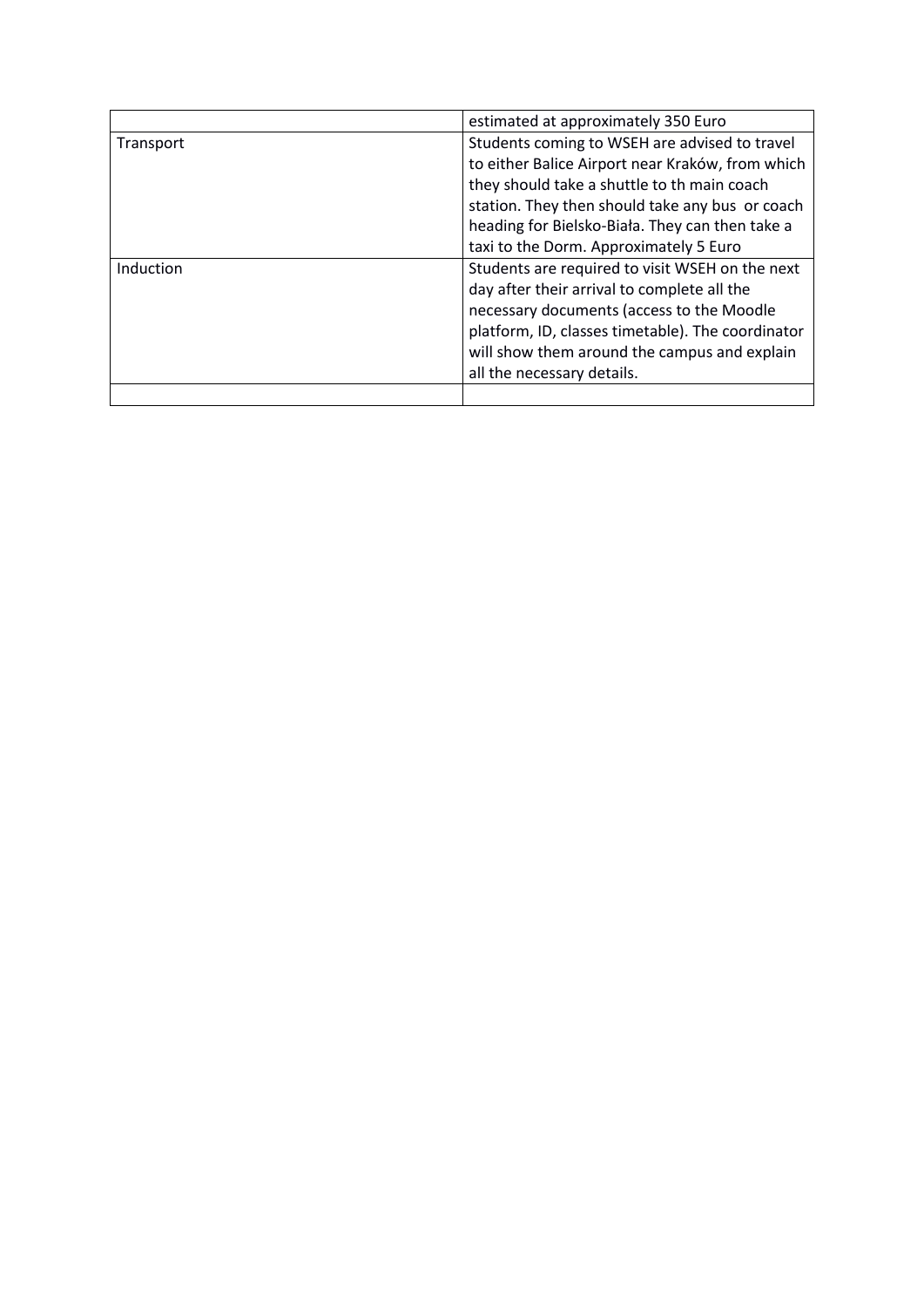| | |
|---|---|
| | estimated at approximately 350 Euro |
| Transport | Students coming to WSEH are advised to travel to either Balice Airport near Kraków, from which they should take a shuttle to th main coach station. They then should take any bus or coach heading for Bielsko-Biała. They can then take a taxi to the Dorm. Approximately 5 Euro |
| Induction | Students are required to visit WSEH on the next day after their arrival to complete all the necessary documents (access to the Moodle platform, ID, classes timetable). The coordinator will show them around the campus and explain all the necessary details. |
| | |